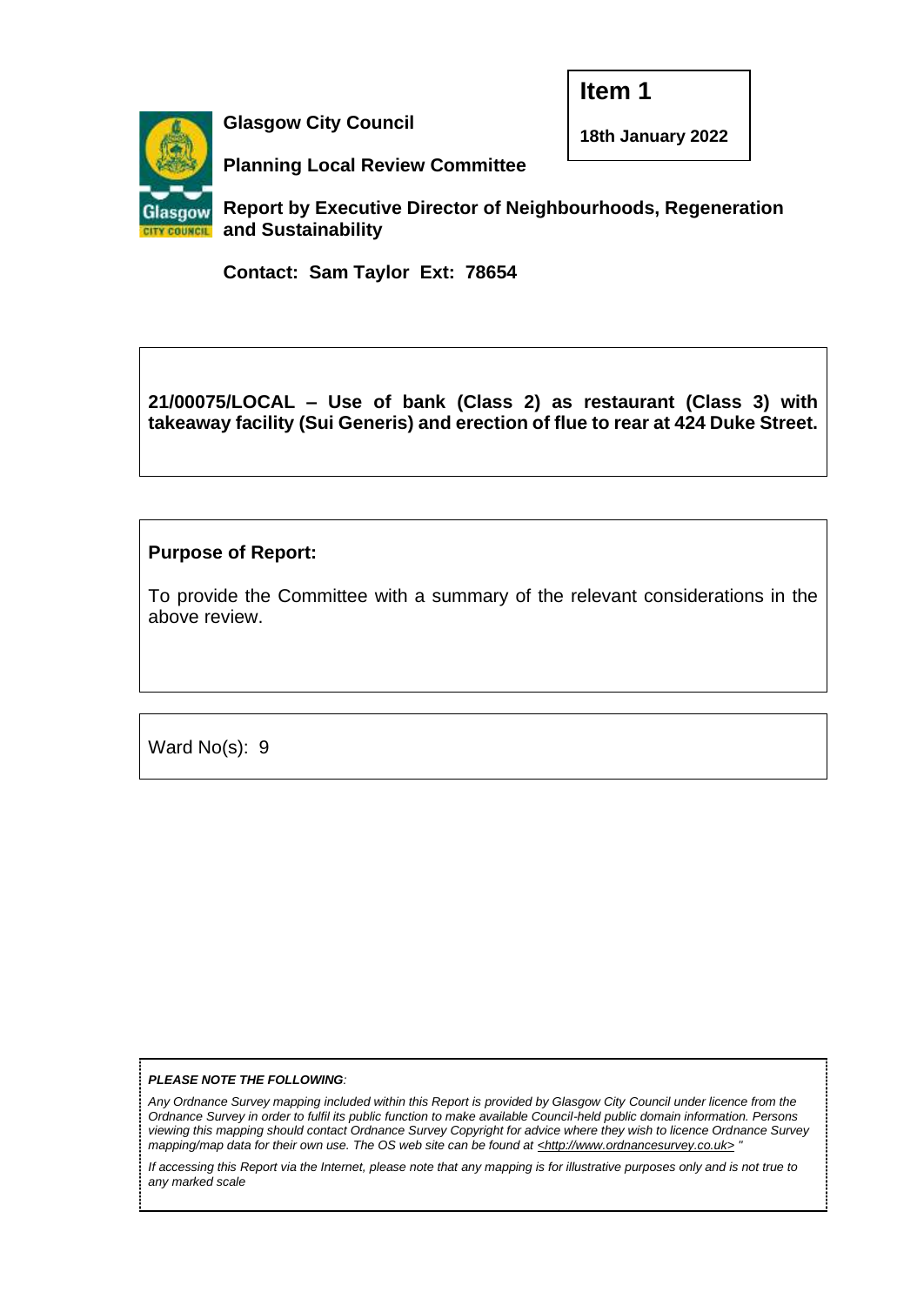**Item 1**

**18th January 2022**

**Glasgow City Council**

**Planning Local Review Committee**

**Report by Executive Director of Neighbourhoods, Regeneration and Sustainability**

**Contact: Sam Taylor Ext: 78654**

**21/00075/LOCAL – Use of bank (Class 2) as restaurant (Class 3) with takeaway facility (Sui Generis) and erection of flue to rear at 424 Duke Street.**

**Purpose of Report:**

To provide the Committee with a summary of the relevant considerations in the above review.

Ward No(s): 9

***PLEASE NOTE THE FOLLOWING:***

*Any Ordnance Survey mapping included within this Report is provided by Glasgow City Council under licence from the Ordnance Survey in order to fulfil its public function to make available Council-held public domain information. Persons viewing this mapping should contact Ordnance Survey Copyright for advice where they wish to licence Ordnance Survey mapping/map data for their own use. The OS web site can be found at <http://www.ordnancesurvey.co.uk> "*

*If accessing this Report via the Internet, please note that any mapping is for illustrative purposes only and is not true to any marked scale*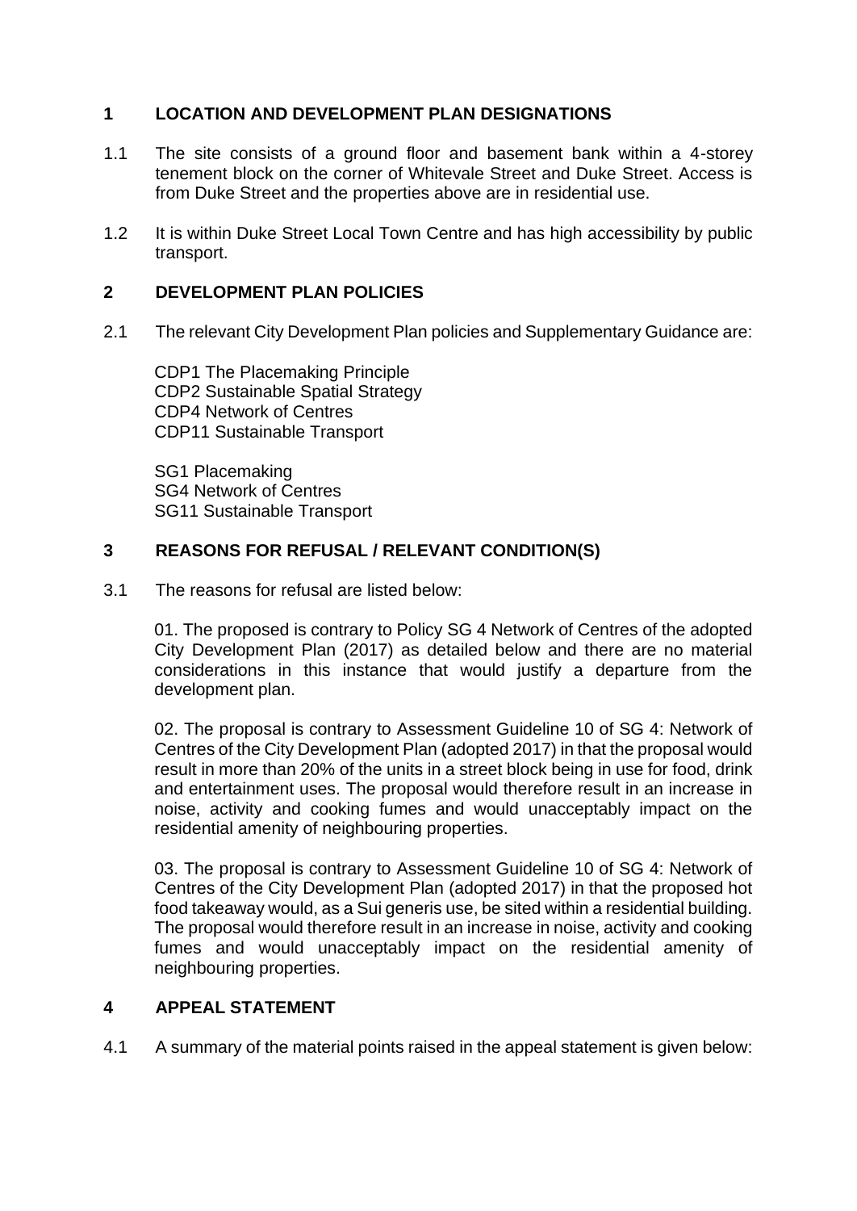## 1 LOCATION AND DEVELOPMENT PLAN DESIGNATIONS

1.1 The site consists of a ground floor and basement bank within a 4-storey tenement block on the corner of Whitevale Street and Duke Street. Access is from Duke Street and the properties above are in residential use.

1.2 It is within Duke Street Local Town Centre and has high accessibility by public transport.

## 2 DEVELOPMENT PLAN POLICIES

2.1 The relevant City Development Plan policies and Supplementary Guidance are:

CDP1 The Placemaking Principle
CDP2 Sustainable Spatial Strategy
CDP4 Network of Centres
CDP11 Sustainable Transport

SG1 Placemaking
SG4 Network of Centres
SG11 Sustainable Transport

## 3 REASONS FOR REFUSAL / RELEVANT CONDITION(S)

3.1 The reasons for refusal are listed below:

01. The proposed is contrary to Policy SG 4 Network of Centres of the adopted City Development Plan (2017) as detailed below and there are no material considerations in this instance that would justify a departure from the development plan.

02. The proposal is contrary to Assessment Guideline 10 of SG 4: Network of Centres of the City Development Plan (adopted 2017) in that the proposal would result in more than 20% of the units in a street block being in use for food, drink and entertainment uses. The proposal would therefore result in an increase in noise, activity and cooking fumes and would unacceptably impact on the residential amenity of neighbouring properties.

03. The proposal is contrary to Assessment Guideline 10 of SG 4: Network of Centres of the City Development Plan (adopted 2017) in that the proposed hot food takeaway would, as a Sui generis use, be sited within a residential building. The proposal would therefore result in an increase in noise, activity and cooking fumes and would unacceptably impact on the residential amenity of neighbouring properties.

## 4 APPEAL STATEMENT

4.1 A summary of the material points raised in the appeal statement is given below: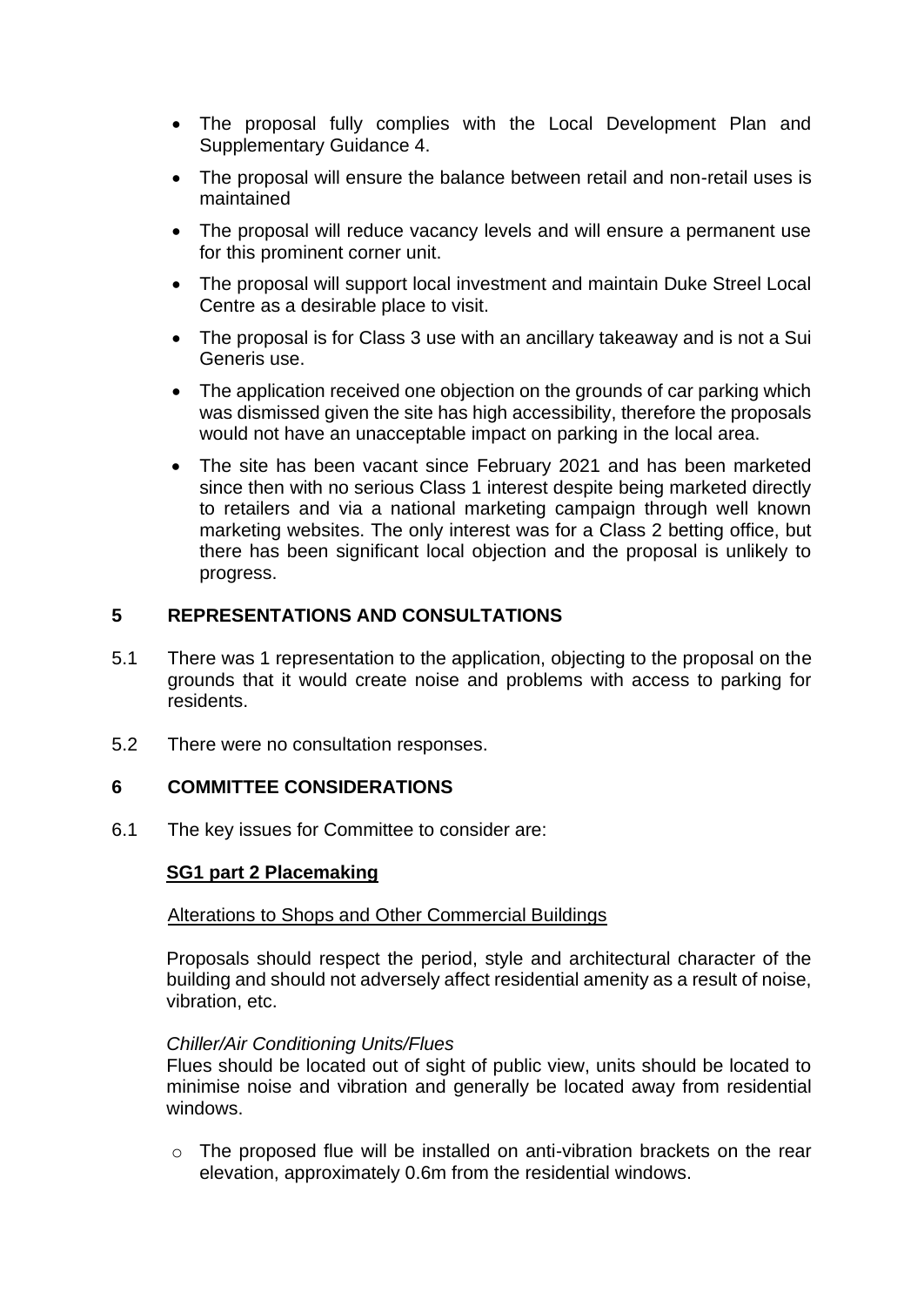- The proposal fully complies with the Local Development Plan and Supplementary Guidance 4.
- The proposal will ensure the balance between retail and non-retail uses is maintained
- The proposal will reduce vacancy levels and will ensure a permanent use for this prominent corner unit.
- The proposal will support local investment and maintain Duke Street Local Centre as a desirable place to visit.
- The proposal is for Class 3 use with an ancillary takeaway and is not a Sui Generis use.
- The application received one objection on the grounds of car parking which was dismissed given the site has high accessibility, therefore the proposals would not have an unacceptable impact on parking in the local area.
- The site has been vacant since February 2021 and has been marketed since then with no serious Class 1 interest despite being marketed directly to retailers and via a national marketing campaign through well known marketing websites. The only interest was for a Class 2 betting office, but there has been significant local objection and the proposal is unlikely to progress.

## 5 REPRESENTATIONS AND CONSULTATIONS

5.1 There was 1 representation to the application, objecting to the proposal on the grounds that it would create noise and problems with access to parking for residents.

5.2 There were no consultation responses.

## 6 COMMITTEE CONSIDERATIONS

6.1 The key issues for Committee to consider are:

**SG1 part 2 Placemaking**

Alterations to Shops and Other Commercial Buildings

Proposals should respect the period, style and architectural character of the building and should not adversely affect residential amenity as a result of noise, vibration, etc.

*Chiller/Air Conditioning Units/Flues*

Flues should be located out of sight of public view, units should be located to minimise noise and vibration and generally be located away from residential windows.

- The proposed flue will be installed on anti-vibration brackets on the rear elevation, approximately 0.6m from the residential windows.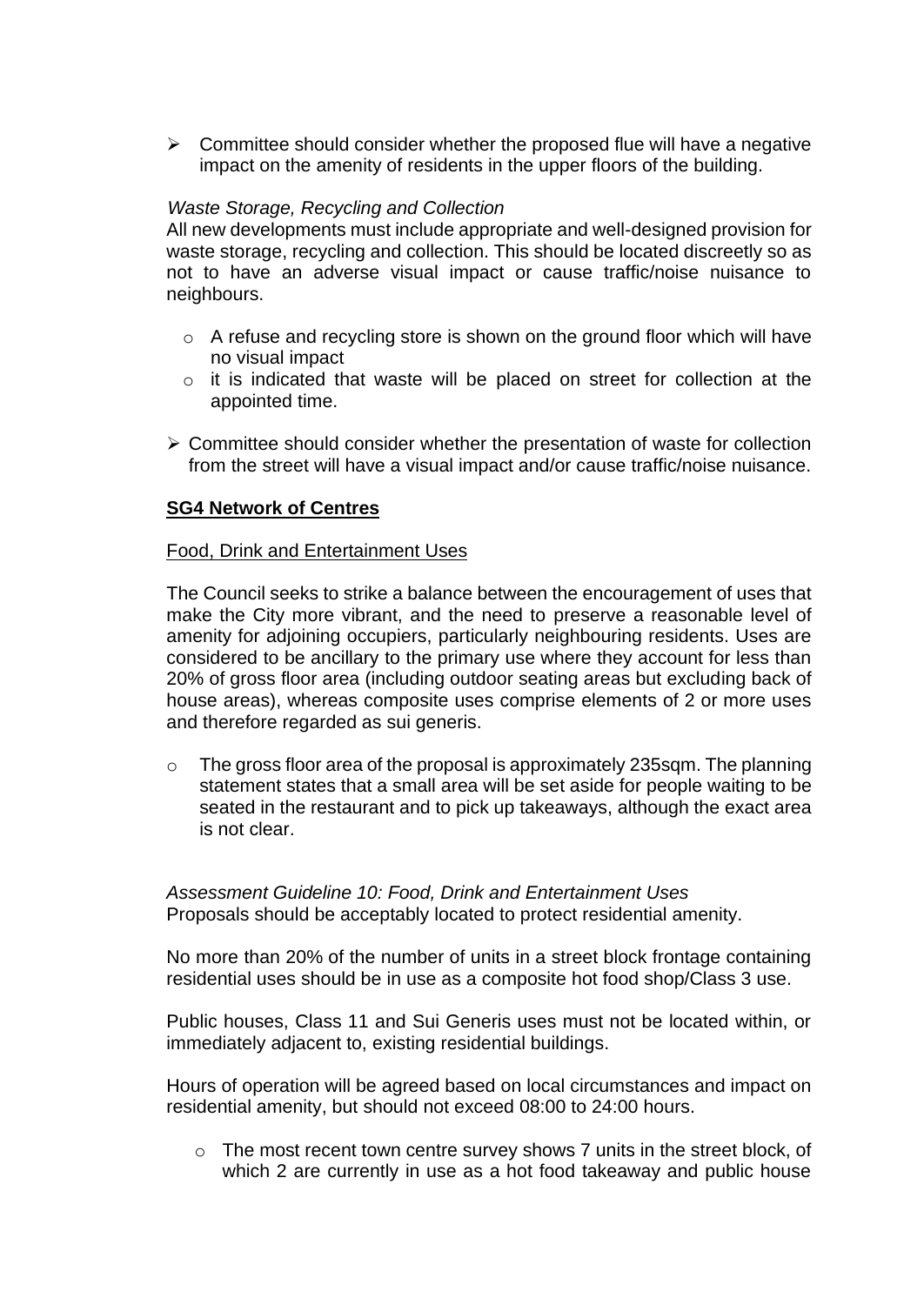- Committee should consider whether the proposed flue will have a negative impact on the amenity of residents in the upper floors of the building.

*Waste Storage, Recycling and Collection*
All new developments must include appropriate and well-designed provision for waste storage, recycling and collection. This should be located discreetly so as not to have an adverse visual impact or cause traffic/noise nuisance to neighbours.

  - A refuse and recycling store is shown on the ground floor which will have no visual impact
  - it is indicated that waste will be placed on street for collection at the appointed time.

- Committee should consider whether the presentation of waste for collection from the street will have a visual impact and/or cause traffic/noise nuisance.

**SG4 Network of Centres**

Food, Drink and Entertainment Uses

The Council seeks to strike a balance between the encouragement of uses that make the City more vibrant, and the need to preserve a reasonable level of amenity for adjoining occupiers, particularly neighbouring residents. Uses are considered to be ancillary to the primary use where they account for less than 20% of gross floor area (including outdoor seating areas but excluding back of house areas), whereas composite uses comprise elements of 2 or more uses and therefore regarded as sui generis.

- The gross floor area of the proposal is approximately 235sqm. The planning statement states that a small area will be set aside for people waiting to be seated in the restaurant and to pick up takeaways, although the exact area is not clear.

*Assessment Guideline 10: Food, Drink and Entertainment Uses*
Proposals should be acceptably located to protect residential amenity.

No more than 20% of the number of units in a street block frontage containing residential uses should be in use as a composite hot food shop/Class 3 use.

Public houses, Class 11 and Sui Generis uses must not be located within, or immediately adjacent to, existing residential buildings.

Hours of operation will be agreed based on local circumstances and impact on residential amenity, but should not exceed 08:00 to 24:00 hours.

  - The most recent town centre survey shows 7 units in the street block, of which 2 are currently in use as a hot food takeaway and public house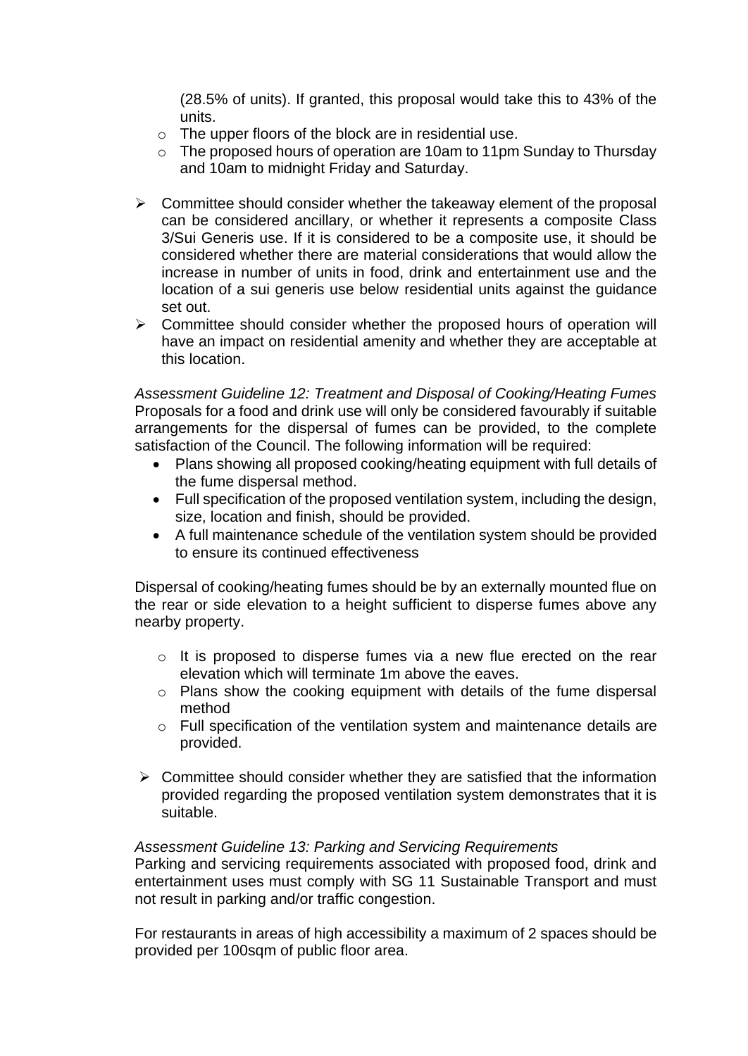(28.5% of units). If granted, this proposal would take this to 43% of the units.

- The upper floors of the block are in residential use.
- The proposed hours of operation are 10am to 11pm Sunday to Thursday and 10am to midnight Friday and Saturday.

- Committee should consider whether the takeaway element of the proposal can be considered ancillary, or whether it represents a composite Class 3/Sui Generis use. If it is considered to be a composite use, it should be considered whether there are material considerations that would allow the increase in number of units in food, drink and entertainment use and the location of a sui generis use below residential units against the guidance set out.
- Committee should consider whether the proposed hours of operation will have an impact on residential amenity and whether they are acceptable at this location.

*Assessment Guideline 12: Treatment and Disposal of Cooking/Heating Fumes*
Proposals for a food and drink use will only be considered favourably if suitable arrangements for the dispersal of fumes can be provided, to the complete satisfaction of the Council. The following information will be required:

- Plans showing all proposed cooking/heating equipment with full details of the fume dispersal method.
- Full specification of the proposed ventilation system, including the design, size, location and finish, should be provided.
- A full maintenance schedule of the ventilation system should be provided to ensure its continued effectiveness

Dispersal of cooking/heating fumes should be by an externally mounted flue on the rear or side elevation to a height sufficient to disperse fumes above any nearby property.

- It is proposed to disperse fumes via a new flue erected on the rear elevation which will terminate 1m above the eaves.
- Plans show the cooking equipment with details of the fume dispersal method
- Full specification of the ventilation system and maintenance details are provided.

- Committee should consider whether they are satisfied that the information provided regarding the proposed ventilation system demonstrates that it is suitable.

*Assessment Guideline 13: Parking and Servicing Requirements*
Parking and servicing requirements associated with proposed food, drink and entertainment uses must comply with SG 11 Sustainable Transport and must not result in parking and/or traffic congestion.

For restaurants in areas of high accessibility a maximum of 2 spaces should be provided per 100sqm of public floor area.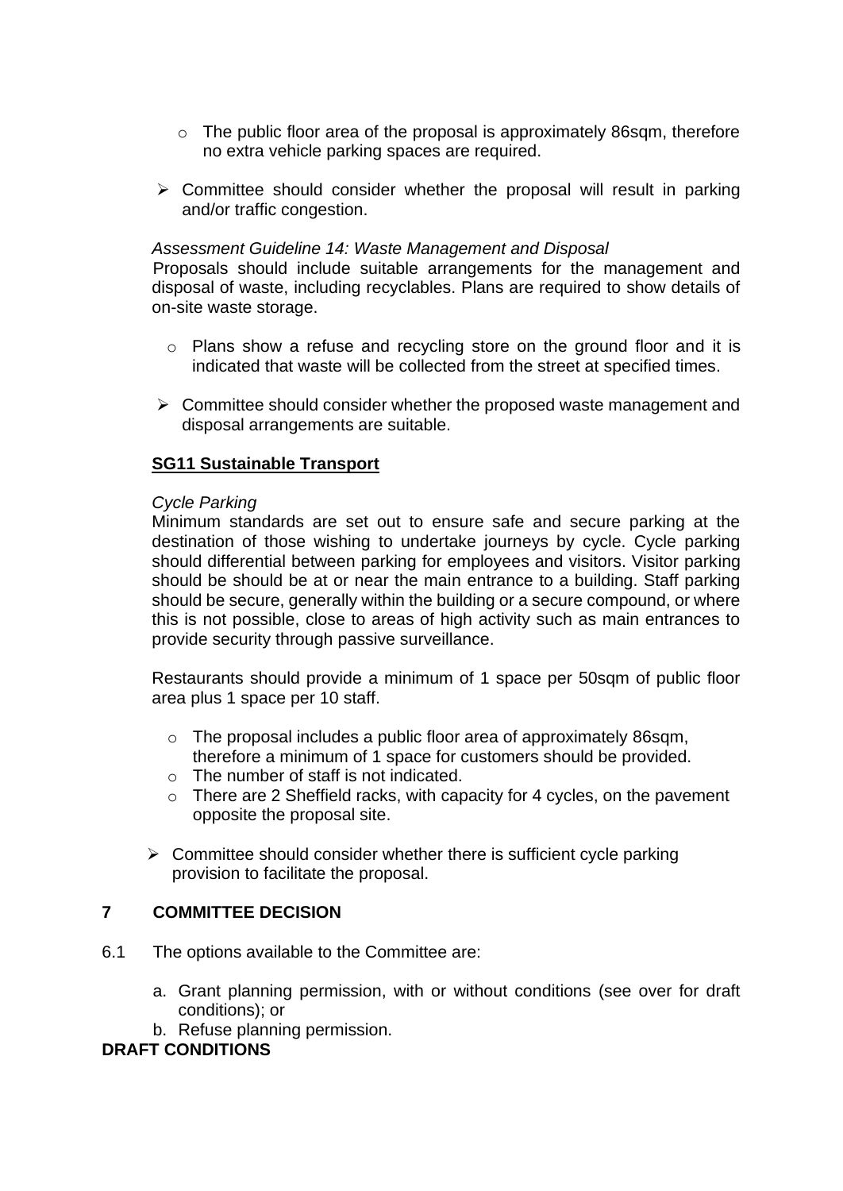- The public floor area of the proposal is approximately 86sqm, therefore no extra vehicle parking spaces are required.

- Committee should consider whether the proposal will result in parking and/or traffic congestion.

*Assessment Guideline 14: Waste Management and Disposal*

Proposals should include suitable arrangements for the management and disposal of waste, including recyclables. Plans are required to show details of on-site waste storage.

  - Plans show a refuse and recycling store on the ground floor and it is indicated that waste will be collected from the street at specified times.

- Committee should consider whether the proposed waste management and disposal arrangements are suitable.

**SG11 Sustainable Transport**

*Cycle Parking*

Minimum standards are set out to ensure safe and secure parking at the destination of those wishing to undertake journeys by cycle. Cycle parking should differential between parking for employees and visitors. Visitor parking should be should be at or near the main entrance to a building. Staff parking should be secure, generally within the building or a secure compound, or where this is not possible, close to areas of high activity such as main entrances to provide security through passive surveillance.

Restaurants should provide a minimum of 1 space per 50sqm of public floor area plus 1 space per 10 staff.

  - The proposal includes a public floor area of approximately 86sqm, therefore a minimum of 1 space for customers should be provided.
  - The number of staff is not indicated.
  - There are 2 Sheffield racks, with capacity for 4 cycles, on the pavement opposite the proposal site.

- Committee should consider whether there is sufficient cycle parking provision to facilitate the proposal.

## 7 COMMITTEE DECISION

6.1 The options available to the Committee are:

a. Grant planning permission, with or without conditions (see over for draft conditions); or
b. Refuse planning permission.

**DRAFT CONDITIONS**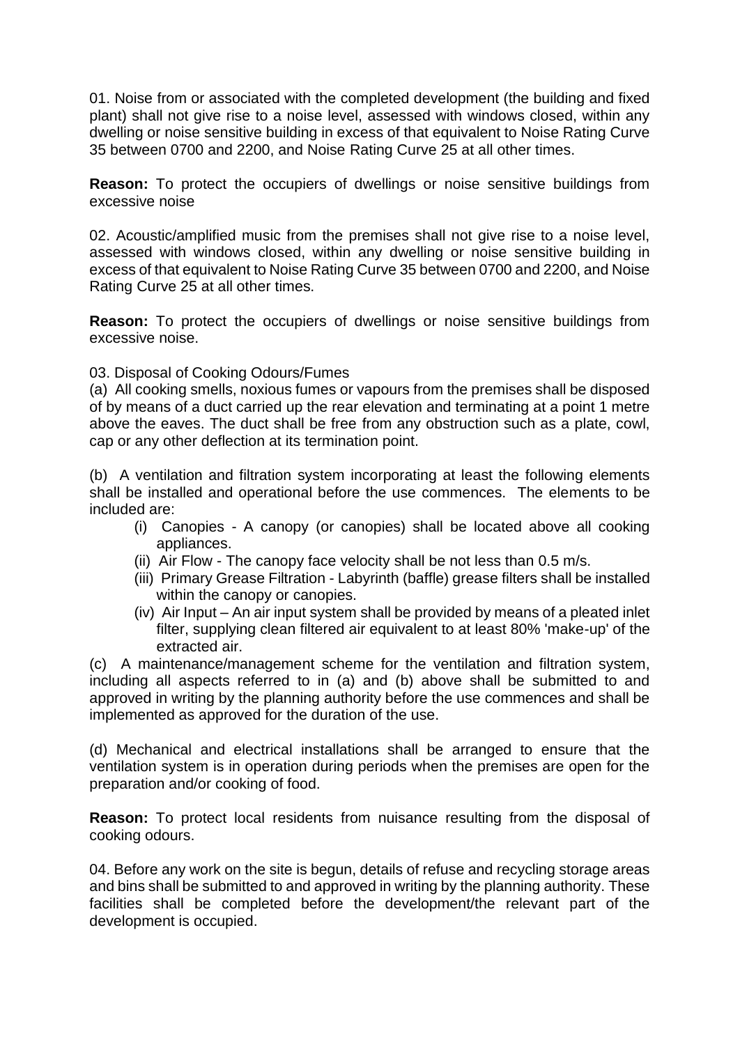01. Noise from or associated with the completed development (the building and fixed plant) shall not give rise to a noise level, assessed with windows closed, within any dwelling or noise sensitive building in excess of that equivalent to Noise Rating Curve 35 between 0700 and 2200, and Noise Rating Curve 25 at all other times.

**Reason:** To protect the occupiers of dwellings or noise sensitive buildings from excessive noise

02. Acoustic/amplified music from the premises shall not give rise to a noise level, assessed with windows closed, within any dwelling or noise sensitive building in excess of that equivalent to Noise Rating Curve 35 between 0700 and 2200, and Noise Rating Curve 25 at all other times.

**Reason:** To protect the occupiers of dwellings or noise sensitive buildings from excessive noise.

03. Disposal of Cooking Odours/Fumes

(a) All cooking smells, noxious fumes or vapours from the premises shall be disposed of by means of a duct carried up the rear elevation and terminating at a point 1 metre above the eaves. The duct shall be free from any obstruction such as a plate, cowl, cap or any other deflection at its termination point.

(b) A ventilation and filtration system incorporating at least the following elements shall be installed and operational before the use commences. The elements to be included are:

- (i) Canopies - A canopy (or canopies) shall be located above all cooking appliances.
- (ii) Air Flow - The canopy face velocity shall be not less than 0.5 m/s.
- (iii) Primary Grease Filtration - Labyrinth (baffle) grease filters shall be installed within the canopy or canopies.
- (iv) Air Input – An air input system shall be provided by means of a pleated inlet filter, supplying clean filtered air equivalent to at least 80% 'make-up' of the extracted air.

(c) A maintenance/management scheme for the ventilation and filtration system, including all aspects referred to in (a) and (b) above shall be submitted to and approved in writing by the planning authority before the use commences and shall be implemented as approved for the duration of the use.

(d) Mechanical and electrical installations shall be arranged to ensure that the ventilation system is in operation during periods when the premises are open for the preparation and/or cooking of food.

**Reason:** To protect local residents from nuisance resulting from the disposal of cooking odours.

04. Before any work on the site is begun, details of refuse and recycling storage areas and bins shall be submitted to and approved in writing by the planning authority. These facilities shall be completed before the development/the relevant part of the development is occupied.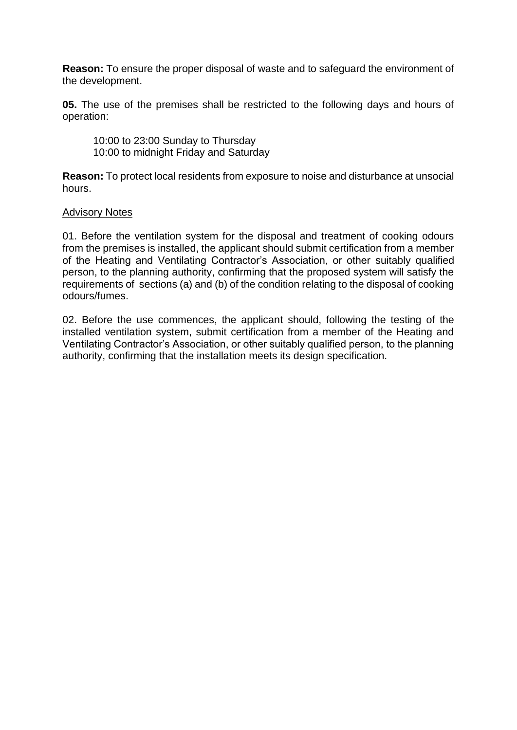**Reason:** To ensure the proper disposal of waste and to safeguard the environment of the development.

**05.** The use of the premises shall be restricted to the following days and hours of operation:

10:00 to 23:00 Sunday to Thursday
10:00 to midnight Friday and Saturday

**Reason:** To protect local residents from exposure to noise and disturbance at unsocial hours.

<u>Advisory Notes</u>

01. Before the ventilation system for the disposal and treatment of cooking odours from the premises is installed, the applicant should submit certification from a member of the Heating and Ventilating Contractor's Association, or other suitably qualified person, to the planning authority, confirming that the proposed system will satisfy the requirements of sections (a) and (b) of the condition relating to the disposal of cooking odours/fumes.

02. Before the use commences, the applicant should, following the testing of the installed ventilation system, submit certification from a member of the Heating and Ventilating Contractor's Association, or other suitably qualified person, to the planning authority, confirming that the installation meets its design specification.